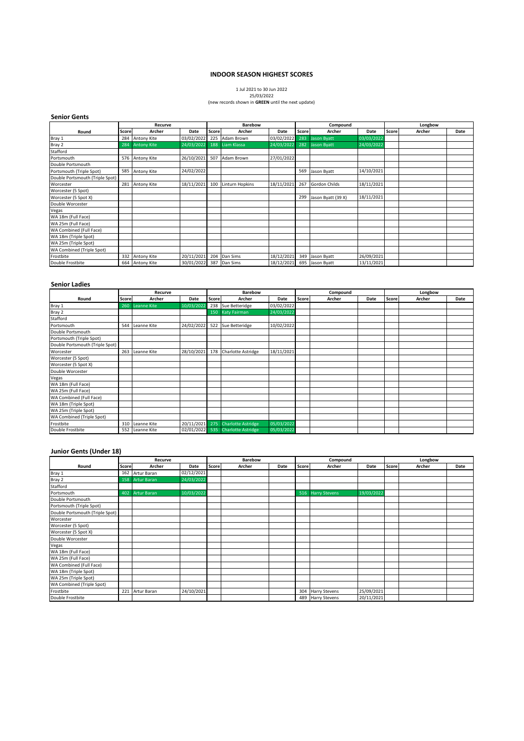# INDOOR SEASON HIGHEST SCORES

1 Jul 2021 to 30 Jun 2022
25/03/2022
(new records shown in **GREEN** until the next update)

## Senior Gents

| | Recurve | | | Barebow | | | Compound | | | Longbow | | |
|---|---|---|---|---|---|---|---|---|---|---|---|---|
| Round | Score | Archer | Date | Score | Archer | Date | Score | Archer | Date | Score | Archer | Date |
| Bray 1 | 284 | Antony Kite | 03/02/2022 | 225 | Adam Brown | 03/02/2022 | 283 | Jason Byatt | 03/03/2022 | | | |
| Bray 2 | 284 | Antony Kite | 24/03/2022 | 188 | Liam Klassa | 24/03/2022 | 282 | Jason Byatt | 24/03/2022 | | | |
| Stafford | | | | | | | | | | | | |
| Portsmouth | 576 | Antony Kite | 26/10/2021 | 507 | Adam Brown | 27/01/2022 | | | | | | |
| Double Portsmouth | | | | | | | | | | | | |
| Portsmouth (Triple Spot) | 585 | Antony Kite | 24/02/2022 | | | | 569 | Jason Byatt | 14/10/2021 | | | |
| Double Portsmouth (Triple Spot) | | | | | | | | | | | | |
| Worcester | 281 | Antony Kite | 18/11/2021 | 100 | Linturn Hopkins | 18/11/2021 | 267 | Gordon Childs | 18/11/2021 | | | |
| Worcester (5 Spot) | | | | | | | | | | | | |
| Worcester (5 Spot X) | | | | | | | 299 | Jason Byatt (39 X) | 18/11/2021 | | | |
| Double Worcester | | | | | | | | | | | | |
| Vegas | | | | | | | | | | | | |
| WA 18m (Full Face) | | | | | | | | | | | | |
| WA 25m (Full Face) | | | | | | | | | | | | |
| WA Combined (Full Face) | | | | | | | | | | | | |
| WA 18m (Triple Spot) | | | | | | | | | | | | |
| WA 25m (Triple Spot) | | | | | | | | | | | | |
| WA Combined (Triple Spot) | | | | | | | | | | | | |
| Frostbite | 332 | Antony Kite | 20/11/2021 | 204 | Dan Sims | 18/12/2021 | 349 | Jason Byatt | 26/09/2021 | | | |
| Double Frostbite | 664 | Antony Kite | 30/01/2022 | 387 | Dan Sims | 18/12/2021 | 695 | Jason Byatt | 13/11/2021 | | | |

## Senior Ladies

| | Recurve | | | Barebow | | | Compound | | | Longbow | | |
|---|---|---|---|---|---|---|---|---|---|---|---|---|
| Round | Score | Archer | Date | Score | Archer | Date | Score | Archer | Date | Score | Archer | Date |
| Bray 1 | 260 | Leanne Kite | 10/03/2022 | 238 | Sue Betteridge | 03/02/2022 | | | | | | |
| Bray 2 | | | | 150 | Katy Fairman | 24/03/2022 | | | | | | |
| Stafford | | | | | | | | | | | | |
| Portsmouth | 544 | Leanne Kite | 24/02/2022 | 522 | Sue Betteridge | 10/02/2022 | | | | | | |
| Double Portsmouth | | | | | | | | | | | | |
| Portsmouth (Triple Spot) | | | | | | | | | | | | |
| Double Portsmouth (Triple Spot) | | | | | | | | | | | | |
| Worcester | 263 | Leanne Kite | 28/10/2021 | 178 | Charlotte Astridge | 18/11/2021 | | | | | | |
| Worcester (5 Spot) | | | | | | | | | | | | |
| Worcester (5 Spot X) | | | | | | | | | | | | |
| Double Worcester | | | | | | | | | | | | |
| Vegas | | | | | | | | | | | | |
| WA 18m (Full Face) | | | | | | | | | | | | |
| WA 25m (Full Face) | | | | | | | | | | | | |
| WA Combined (Full Face) | | | | | | | | | | | | |
| WA 18m (Triple Spot) | | | | | | | | | | | | |
| WA 25m (Triple Spot) | | | | | | | | | | | | |
| WA Combined (Triple Spot) | | | | | | | | | | | | |
| Frostbite | 310 | Leanne Kite | 20/11/2021 | 275 | Charlotte Astridge | 05/03/2022 | | | | | | |
| Double Frostbite | 552 | Leanne Kite | 02/01/2022 | 535 | Charlotte Astridge | 05/03/2022 | | | | | | |

## Junior Gents (Under 18)

| | Recurve | | | Barebow | | | Compound | | | Longbow | | |
|---|---|---|---|---|---|---|---|---|---|---|---|---|
| Round | Score | Archer | Date | Score | Archer | Date | Score | Archer | Date | Score | Archer | Date |
| Bray 1 | 162 | Artur Baran | 02/12/2021 | | | | | | | | | |
| Bray 2 | 158 | Artur Baran | 24/03/2022 | | | | | | | | | |
| Stafford | | | | | | | | | | | | |
| Portsmouth | 402 | Artur Baran | 10/03/2022 | | | | 516 | Harry Stevens | 19/03/2022 | | | |
| Double Portsmouth | | | | | | | | | | | | |
| Portsmouth (Triple Spot) | | | | | | | | | | | | |
| Double Portsmouth (Triple Spot) | | | | | | | | | | | | |
| Worcester | | | | | | | | | | | | |
| Worcester (5 Spot) | | | | | | | | | | | | |
| Worcester (5 Spot X) | | | | | | | | | | | | |
| Double Worcester | | | | | | | | | | | | |
| Vegas | | | | | | | | | | | | |
| WA 18m (Full Face) | | | | | | | | | | | | |
| WA 25m (Full Face) | | | | | | | | | | | | |
| WA Combined (Full Face) | | | | | | | | | | | | |
| WA 18m (Triple Spot) | | | | | | | | | | | | |
| WA 25m (Triple Spot) | | | | | | | | | | | | |
| WA Combined (Triple Spot) | | | | | | | | | | | | |
| Frostbite | 221 | Artur Baran | 24/10/2021 | | | | 304 | Harry Stevens | 25/09/2021 | | | |
| Double Frostbite | | | | | | | 489 | Harry Stevens | 20/11/2021 | | | |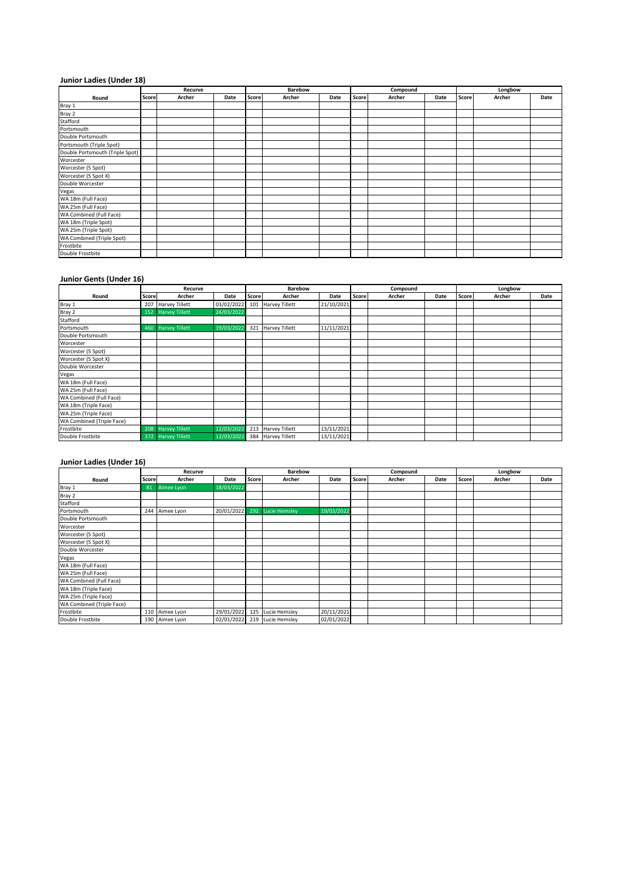## Junior Ladies (Under 18)

| Round | Recurve | | | Barebow | | | Compound | | | Longbow | | |
|---|---|---|---|---|---|---|---|---|---|---|---|---|
| | Score | Archer | Date | Score | Archer | Date | Score | Archer | Date | Score | Archer | Date |
| Bray 1 | | | | | | | | | | | | |
| Bray 2 | | | | | | | | | | | | |
| Stafford | | | | | | | | | | | | |
| Portsmouth | | | | | | | | | | | | |
| Double Portsmouth | | | | | | | | | | | | |
| Portsmouth (Triple Spot) | | | | | | | | | | | | |
| Double Portsmouth (Triple Spot) | | | | | | | | | | | | |
| Worcester | | | | | | | | | | | | |
| Worcester (5 Spot) | | | | | | | | | | | | |
| Worcester (5 Spot X) | | | | | | | | | | | | |
| Double Worcester | | | | | | | | | | | | |
| Vegas | | | | | | | | | | | | |
| WA 18m (Full Face) | | | | | | | | | | | | |
| WA 25m (Full Face) | | | | | | | | | | | | |
| WA Combined (Full Face) | | | | | | | | | | | | |
| WA 18m (Triple Spot) | | | | | | | | | | | | |
| WA 25m (Triple Spot) | | | | | | | | | | | | |
| WA Combined (Triple Spot) | | | | | | | | | | | | |
| Frostbite | | | | | | | | | | | | |
| Double Frostbite | | | | | | | | | | | | |

## Junior Gents (Under 16)

| Round | Recurve | | | Barebow | | | Compound | | | Longbow | | |
|---|---|---|---|---|---|---|---|---|---|---|---|---|
| | Score | Archer | Date | Score | Archer | Date | Score | Archer | Date | Score | Archer | Date |
| Bray 1 | 207 | Harvey Tillett | 03/02/2022 | 101 | Harvey Tillett | 21/10/2021 | | | | | | |
| Bray 2 | 152 | Harvey Tillett | 24/03/2022 | | | | | | | | | |
| Stafford | | | | | | | | | | | | |
| Portsmouth | 460 | Harvey Tillett | 19/03/2022 | 321 | Harvey Tillett | 11/11/2021 | | | | | | |
| Double Portsmouth | | | | | | | | | | | | |
| Worcester | | | | | | | | | | | | |
| Worcester (5 Spot) | | | | | | | | | | | | |
| Worcester (5 Spot X) | | | | | | | | | | | | |
| Double Worcester | | | | | | | | | | | | |
| Vegas | | | | | | | | | | | | |
| WA 18m (Full Face) | | | | | | | | | | | | |
| WA 25m (Full Face) | | | | | | | | | | | | |
| WA Combined (Full Face) | | | | | | | | | | | | |
| WA 18m (Triple Face) | | | | | | | | | | | | |
| WA 25m (Triple Face) | | | | | | | | | | | | |
| WA Combined (Triple Face) | | | | | | | | | | | | |
| Frostbite | 208 | Harvey Tillett | 12/03/2022 | 213 | Harvey Tillett | 13/11/2021 | | | | | | |
| Double Frostbite | 372 | Harvey Tillett | 12/03/2022 | 384 | Harvey Tillett | 13/11/2021 | | | | | | |

## Junior Ladies (Under 16)

| Round | Recurve | | | Barebow | | | Compound | | | Longbow | | |
|---|---|---|---|---|---|---|---|---|---|---|---|---|
| | Score | Archer | Date | Score | Archer | Date | Score | Archer | Date | Score | Archer | Date |
| Bray 1 | 81 | Aimee Lyon | 18/03/2022 | | | | | | | | | |
| Bray 2 | | | | | | | | | | | | |
| Stafford | | | | | | | | | | | | |
| Portsmouth | 244 | Aimee Lyon | 20/01/2022 | 292 | Lucie Hemsley | 19/03/2022 | | | | | | |
| Double Portsmouth | | | | | | | | | | | | |
| Worcester | | | | | | | | | | | | |
| Worcester (5 Spot) | | | | | | | | | | | | |
| Worcester (5 Spot X) | | | | | | | | | | | | |
| Double Worcester | | | | | | | | | | | | |
| Vegas | | | | | | | | | | | | |
| WA 18m (Full Face) | | | | | | | | | | | | |
| WA 25m (Full Face) | | | | | | | | | | | | |
| WA Combined (Full Face) | | | | | | | | | | | | |
| WA 18m (Triple Face) | | | | | | | | | | | | |
| WA 25m (Triple Face) | | | | | | | | | | | | |
| WA Combined (Triple Face) | | | | | | | | | | | | |
| Frostbite | 110 | Aimee Lyon | 29/01/2022 | 125 | Lucie Hemsley | 20/11/2021 | | | | | | |
| Double Frostbite | 190 | Aimee Lyon | 02/01/2022 | 219 | Lucie Hemsley | 02/01/2022 | | | | | | |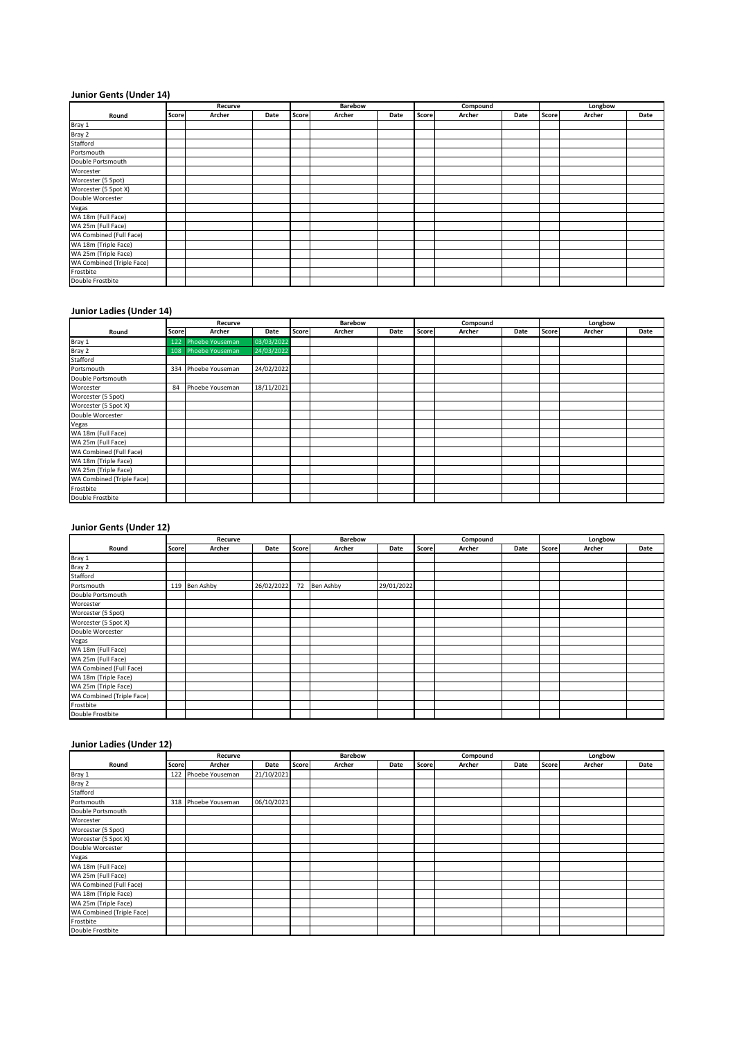## Junior Gents (Under 14)

| | Recurve | | | Barebow | | | Compound | | | Longbow | | |
|---|---|---|---|---|---|---|---|---|---|---|---|---|
| Round | Score | Archer | Date | Score | Archer | Date | Score | Archer | Date | Score | Archer | Date |
| Bray 1 | | | | | | | | | | | | |
| Bray 2 | | | | | | | | | | | | |
| Stafford | | | | | | | | | | | | |
| Portsmouth | | | | | | | | | | | | |
| Double Portsmouth | | | | | | | | | | | | |
| Worcester | | | | | | | | | | | | |
| Worcester (5 Spot) | | | | | | | | | | | | |
| Worcester (5 Spot X) | | | | | | | | | | | | |
| Double Worcester | | | | | | | | | | | | |
| Vegas | | | | | | | | | | | | |
| WA 18m (Full Face) | | | | | | | | | | | | |
| WA 25m (Full Face) | | | | | | | | | | | | |
| WA Combined (Full Face) | | | | | | | | | | | | |
| WA 18m (Triple Face) | | | | | | | | | | | | |
| WA 25m (Triple Face) | | | | | | | | | | | | |
| WA Combined (Triple Face) | | | | | | | | | | | | |
| Frostbite | | | | | | | | | | | | |
| Double Frostbite | | | | | | | | | | | | |

## Junior Ladies (Under 14)

| | Recurve | | | Barebow | | | Compound | | | Longbow | | |
|---|---|---|---|---|---|---|---|---|---|---|---|---|
| Round | Score | Archer | Date | Score | Archer | Date | Score | Archer | Date | Score | Archer | Date |
| Bray 1 | 122 | Phoebe Youseman | 03/03/2022 | | | | | | | | | |
| Bray 2 | 108 | Phoebe Youseman | 24/03/2022 | | | | | | | | | |
| Stafford | | | | | | | | | | | | |
| Portsmouth | 334 | Phoebe Youseman | 24/02/2022 | | | | | | | | | |
| Double Portsmouth | | | | | | | | | | | | |
| Worcester | 84 | Phoebe Youseman | 18/11/2021 | | | | | | | | | |
| Worcester (5 Spot) | | | | | | | | | | | | |
| Worcester (5 Spot X) | | | | | | | | | | | | |
| Double Worcester | | | | | | | | | | | | |
| Vegas | | | | | | | | | | | | |
| WA 18m (Full Face) | | | | | | | | | | | | |
| WA 25m (Full Face) | | | | | | | | | | | | |
| WA Combined (Full Face) | | | | | | | | | | | | |
| WA 18m (Triple Face) | | | | | | | | | | | | |
| WA 25m (Triple Face) | | | | | | | | | | | | |
| WA Combined (Triple Face) | | | | | | | | | | | | |
| Frostbite | | | | | | | | | | | | |
| Double Frostbite | | | | | | | | | | | | |

## Junior Gents (Under 12)

| | Recurve | | | Barebow | | | Compound | | | Longbow | | |
|---|---|---|---|---|---|---|---|---|---|---|---|---|
| Round | Score | Archer | Date | Score | Archer | Date | Score | Archer | Date | Score | Archer | Date |
| Bray 1 | | | | | | | | | | | | |
| Bray 2 | | | | | | | | | | | | |
| Stafford | | | | | | | | | | | | |
| Portsmouth | 119 | Ben Ashby | 26/02/2022 | 72 | Ben Ashby | 29/01/2022 | | | | | | |
| Double Portsmouth | | | | | | | | | | | | |
| Worcester | | | | | | | | | | | | |
| Worcester (5 Spot) | | | | | | | | | | | | |
| Worcester (5 Spot X) | | | | | | | | | | | | |
| Double Worcester | | | | | | | | | | | | |
| Vegas | | | | | | | | | | | | |
| WA 18m (Full Face) | | | | | | | | | | | | |
| WA 25m (Full Face) | | | | | | | | | | | | |
| WA Combined (Full Face) | | | | | | | | | | | | |
| WA 18m (Triple Face) | | | | | | | | | | | | |
| WA 25m (Triple Face) | | | | | | | | | | | | |
| WA Combined (Triple Face) | | | | | | | | | | | | |
| Frostbite | | | | | | | | | | | | |
| Double Frostbite | | | | | | | | | | | | |

## Junior Ladies (Under 12)

| | Recurve | | | Barebow | | | Compound | | | Longbow | | |
|---|---|---|---|---|---|---|---|---|---|---|---|---|
| Round | Score | Archer | Date | Score | Archer | Date | Score | Archer | Date | Score | Archer | Date |
| Bray 1 | 122 | Phoebe Youseman | 21/10/2021 | | | | | | | | | |
| Bray 2 | | | | | | | | | | | | |
| Stafford | | | | | | | | | | | | |
| Portsmouth | 318 | Phoebe Youseman | 06/10/2021 | | | | | | | | | |
| Double Portsmouth | | | | | | | | | | | | |
| Worcester | | | | | | | | | | | | |
| Worcester (5 Spot) | | | | | | | | | | | | |
| Worcester (5 Spot X) | | | | | | | | | | | | |
| Double Worcester | | | | | | | | | | | | |
| Vegas | | | | | | | | | | | | |
| WA 18m (Full Face) | | | | | | | | | | | | |
| WA 25m (Full Face) | | | | | | | | | | | | |
| WA Combined (Full Face) | | | | | | | | | | | | |
| WA 18m (Triple Face) | | | | | | | | | | | | |
| WA 25m (Triple Face) | | | | | | | | | | | | |
| WA Combined (Triple Face) | | | | | | | | | | | | |
| Frostbite | | | | | | | | | | | | |
| Double Frostbite | | | | | | | | | | | | |